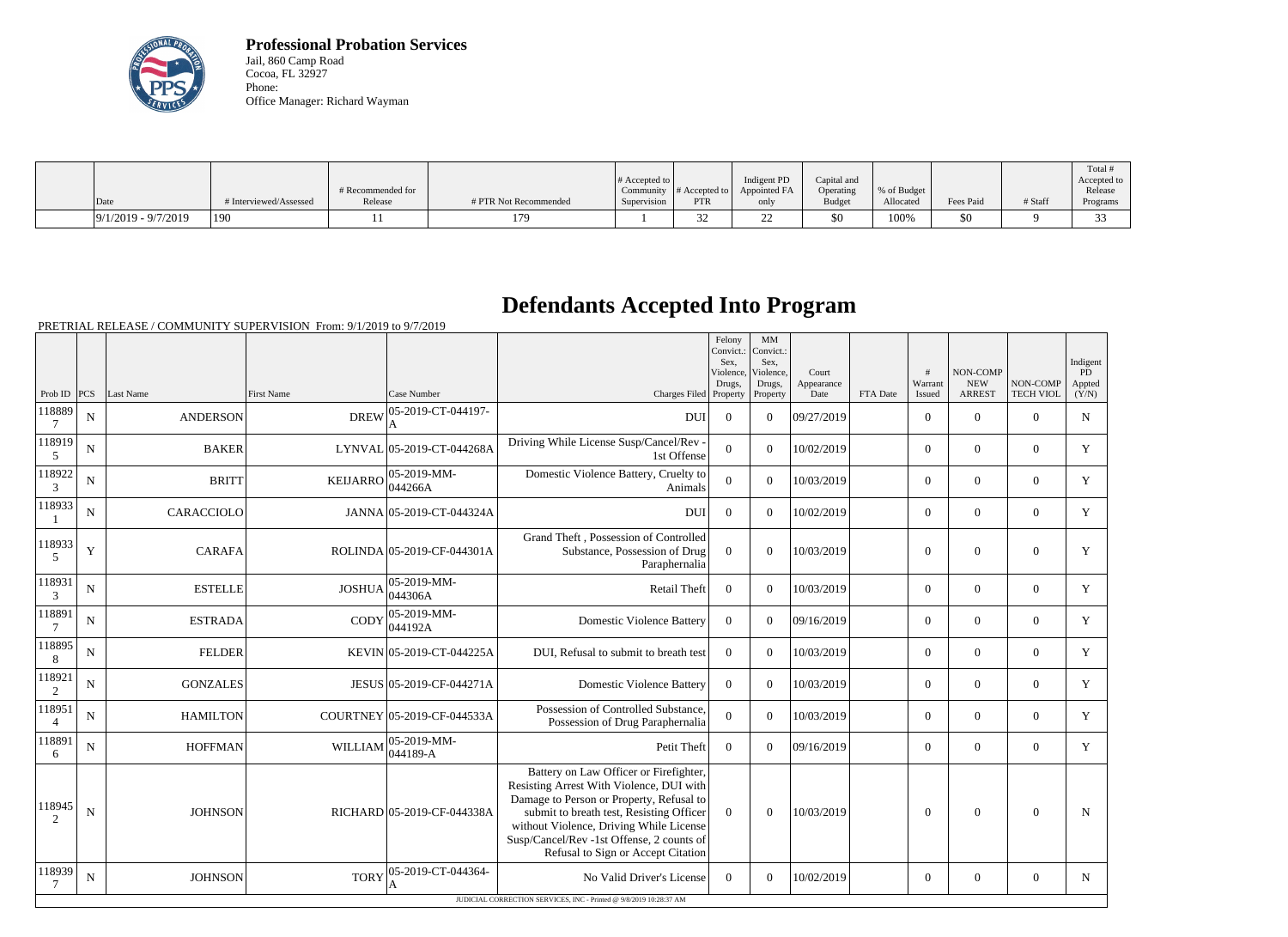**Professional Probation Services**
Jail, 860 Camp Road
Cocoa, FL 32927
Phone:
Office Manager: Richard Wayman

| Date | # Interviewed/Assessed | # Recommended for Release | # PTR Not Recommended | # Accepted to Community Supervision | # Accepted to PTR | Indigent PD Appointed FA only | Capital and Operating Budget | % of Budget Allocated | Fees Paid | # Staff | Total # Accepted to Release Programs |
|---|---|---|---|---|---|---|---|---|---|---|---|
| 9/1/2019 - 9/7/2019 | 190 | 11 | 179 | 1 | 32 | 22 | $0 | 100% | $0 | 9 | 33 |

# Defendants Accepted Into Program

PRETRIAL RELEASE / COMMUNITY SUPERVISION From: 9/1/2019 to 9/7/2019

| Prob ID | PCS | Last Name | First Name | Case Number | Charges Filed | Felony Convict.: Sex, Violence, Drugs, Property | MM Convict.: Sex, Violence, Drugs, Property | Court Appearance Date | FTA Date | # Warrant Issued | NON-COMP NEW ARREST | NON-COMP TECH VIOL | Indigent PD Appted (Y/N) |
|---|---|---|---|---|---|---|---|---|---|---|---|---|---|
| 1188897 | N | ANDERSON | DREW | 05-2019-CT-044197-A | DUI | 0 | 0 | 09/27/2019 | | 0 | 0 | 0 | N |
| 1189195 | N | BAKER | LYNVAL | 05-2019-CT-044268A | Driving While License Susp/Cancel/Rev - 1st Offense | 0 | 0 | 10/02/2019 | | 0 | 0 | 0 | Y |
| 1189223 | N | BRITT | KEIJARRO | 05-2019-MM-044266A | Domestic Violence Battery, Cruelty to Animals | 0 | 0 | 10/03/2019 | | 0 | 0 | 0 | Y |
| 1189331 | N | CARACCIOLO | JANNA | 05-2019-CT-044324A | DUI | 0 | 0 | 10/02/2019 | | 0 | 0 | 0 | Y |
| 1189335 | Y | CARAFA | ROLINDA | 05-2019-CF-044301A | Grand Theft , Possession of Controlled Substance, Possession of Drug Paraphernalia | 0 | 0 | 10/03/2019 | | 0 | 0 | 0 | Y |
| 1189313 | N | ESTELLE | JOSHUA | 05-2019-MM-044306A | Retail Theft | 0 | 0 | 10/03/2019 | | 0 | 0 | 0 | Y |
| 1188917 | N | ESTRADA | CODY | 05-2019-MM-044192A | Domestic Violence Battery | 0 | 0 | 09/16/2019 | | 0 | 0 | 0 | Y |
| 1188958 | N | FELDER | KEVIN | 05-2019-CT-044225A | DUI, Refusal to submit to breath test | 0 | 0 | 10/03/2019 | | 0 | 0 | 0 | Y |
| 1189212 | N | GONZALES | JESUS | 05-2019-CF-044271A | Domestic Violence Battery | 0 | 0 | 10/03/2019 | | 0 | 0 | 0 | Y |
| 1189514 | N | HAMILTON | COURTNEY | 05-2019-CF-044533A | Possession of Controlled Substance, Possession of Drug Paraphernalia | 0 | 0 | 10/03/2019 | | 0 | 0 | 0 | Y |
| 1188916 | N | HOFFMAN | WILLIAM | 05-2019-MM-044189-A | Petit Theft | 0 | 0 | 09/16/2019 | | 0 | 0 | 0 | Y |
| 1189452 | N | JOHNSON | RICHARD | 05-2019-CF-044338A | Battery on Law Officer or Firefighter, Resisting Arrest With Violence, DUI with Damage to Person or Property, Refusal to submit to breath test, Resisting Officer without Violence, Driving While License Susp/Cancel/Rev -1st Offense, 2 counts of Refusal to Sign or Accept Citation | 0 | 0 | 10/03/2019 | | 0 | 0 | 0 | N |
| 1189397 | N | JOHNSON | TORY | 05-2019-CT-044364-A | No Valid Driver's License | 0 | 0 | 10/02/2019 | | 0 | 0 | 0 | N |

JUDICIAL CORRECTION SERVICES, INC - Printed @ 9/8/2019 10:28:37 AM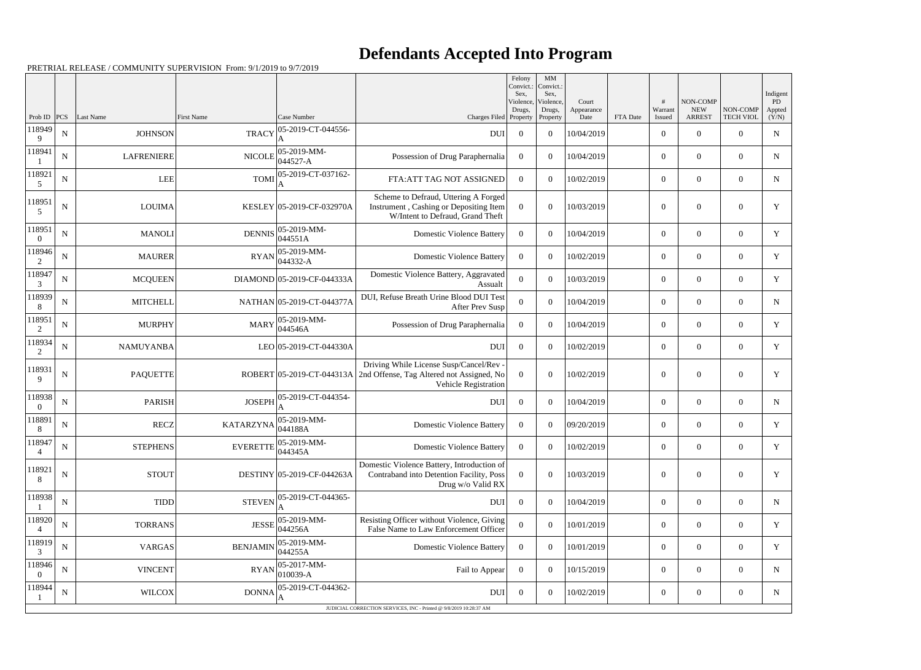# Defendants Accepted Into Program

PRETRIAL RELEASE / COMMUNITY SUPERVISION From: 9/1/2019 to 9/7/2019

| Prob ID | PCS | Last Name | First Name | Case Number | Charges Filed | Felony Convict.: Sex, Violence, Drugs, Property | MM Convict.: Sex, Violence, Drugs, Property | Court Appearance Date | FTA Date | # Warrant Issued | NON-COMP NEW ARREST | NON-COMP TECH VIOL | Indigent PD Appted (Y/N) |
|---|---|---|---|---|---|---|---|---|---|---|---|---|---|
| 1189499 | N | JOHNSON | TRACY | 05-2019-CT-044556-A | DUI | 0 | 0 | 10/04/2019 | | 0 | 0 | 0 | N |
| 1189411 | N | LAFRENIERE | NICOLE | 05-2019-MM-044527-A | Possession of Drug Paraphernalia | 0 | 0 | 10/04/2019 | | 0 | 0 | 0 | N |
| 1189215 | N | LEE | TOMI | 05-2019-CT-037162-A | FTA:ATT TAG NOT ASSIGNED | 0 | 0 | 10/02/2019 | | 0 | 0 | 0 | N |
| 1189515 | N | LOUIMA | KESLEY | 05-2019-CF-032970A | Scheme to Defraud, Uttering A Forged Instrument , Cashing or Depositing Item W/Intent to Defraud, Grand Theft | 0 | 0 | 10/03/2019 | | 0 | 0 | 0 | Y |
| 1189510 | N | MANOLI | DENNIS | 05-2019-MM-044551A | Domestic Violence Battery | 0 | 0 | 10/04/2019 | | 0 | 0 | 0 | Y |
| 1189462 | N | MAURER | RYAN | 05-2019-MM-044332-A | Domestic Violence Battery | 0 | 0 | 10/02/2019 | | 0 | 0 | 0 | Y |
| 1189473 | N | MCQUEEN | DIAMOND | 05-2019-CF-044333A | Domestic Violence Battery, Aggravated Assault | 0 | 0 | 10/03/2019 | | 0 | 0 | 0 | Y |
| 1189398 | N | MITCHELL | NATHAN | 05-2019-CT-044377A | DUI, Refuse Breath Urine Blood DUI Test After Prev Susp | 0 | 0 | 10/04/2019 | | 0 | 0 | 0 | N |
| 1189512 | N | MURPHY | MARY | 05-2019-MM-044546A | Possession of Drug Paraphernalia | 0 | 0 | 10/04/2019 | | 0 | 0 | 0 | Y |
| 1189342 | N | NAMUYANBA | LEO | 05-2019-CT-044330A | DUI | 0 | 0 | 10/02/2019 | | 0 | 0 | 0 | Y |
| 1189319 | N | PAQUETTE | ROBERT | 05-2019-CT-044313A | Driving While License Susp/Cancel/Rev - 2nd Offense, Tag Altered not Assigned, No Vehicle Registration | 0 | 0 | 10/02/2019 | | 0 | 0 | 0 | Y |
| 1189380 | N | PARISH | JOSEPH | 05-2019-CT-044354-A | DUI | 0 | 0 | 10/04/2019 | | 0 | 0 | 0 | N |
| 1188918 | N | RECZ | KATARZYNA | 05-2019-MM-044188A | Domestic Violence Battery | 0 | 0 | 09/20/2019 | | 0 | 0 | 0 | Y |
| 1189474 | N | STEPHENS | EVERETTE | 05-2019-MM-044345A | Domestic Violence Battery | 0 | 0 | 10/02/2019 | | 0 | 0 | 0 | Y |
| 1189218 | N | STOUT | DESTINY | 05-2019-CF-044263A | Domestic Violence Battery, Introduction of Contraband into Detention Facility, Poss Drug w/o Valid RX | 0 | 0 | 10/03/2019 | | 0 | 0 | 0 | Y |
| 1189381 | N | TIDD | STEVEN | 05-2019-CT-044365-A | DUI | 0 | 0 | 10/04/2019 | | 0 | 0 | 0 | N |
| 1189204 | N | TORRANS | JESSE | 05-2019-MM-044256A | Resisting Officer without Violence, Giving False Name to Law Enforcement Officer | 0 | 0 | 10/01/2019 | | 0 | 0 | 0 | Y |
| 1189193 | N | VARGAS | BENJAMIN | 05-2019-MM-044255A | Domestic Violence Battery | 0 | 0 | 10/01/2019 | | 0 | 0 | 0 | Y |
| 1189460 | N | VINCENT | RYAN | 05-2017-MM-010039-A | Fail to Appear | 0 | 0 | 10/15/2019 | | 0 | 0 | 0 | N |
| 1189441 | N | WILCOX | DONNA | 05-2019-CT-044362-A | DUI | 0 | 0 | 10/02/2019 | | 0 | 0 | 0 | N |

JUDICIAL CORRECTION SERVICES, INC - Printed @ 9/8/2019 10:28:37 AM